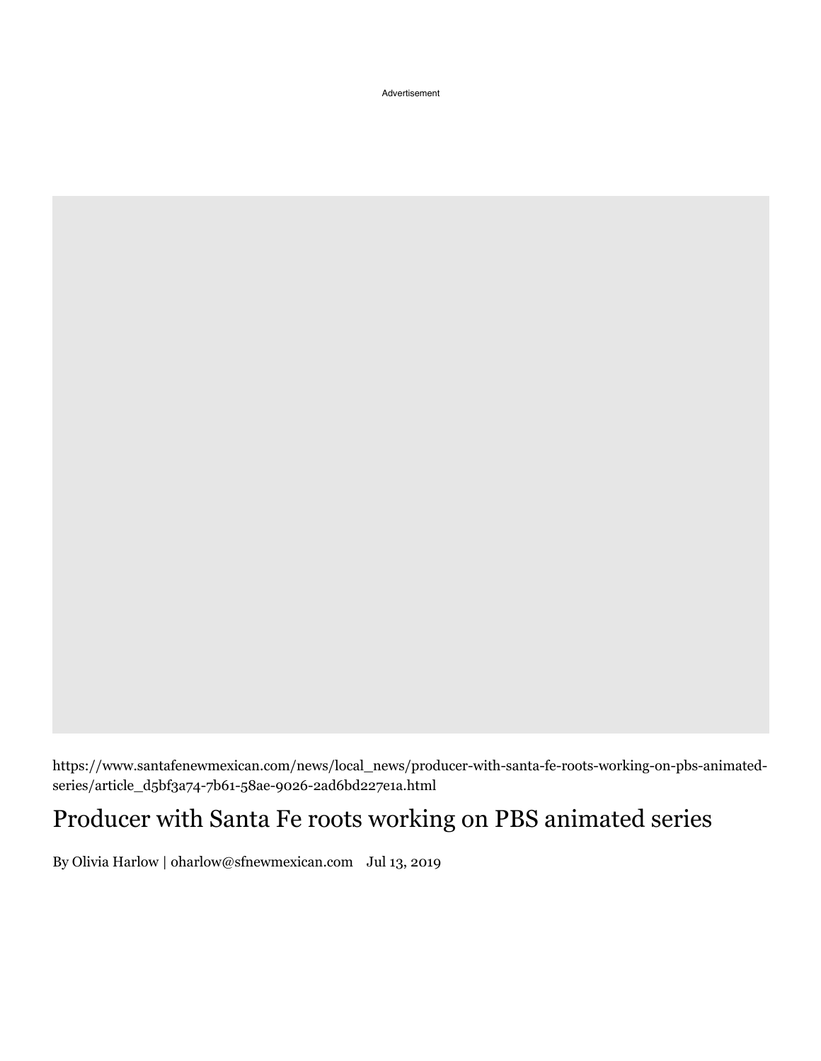Advertisement

https://www.santafenewmexican.com/news/local_news/producer-with-santa-fe-roots-working-on-pbs-animated-series/article_d5bf3a74-7b61-58ae-9026-2ad6bd227e1a.html

# Producer with Santa Fe roots working on PBS animated series

By Olivia Harlow | oharlow@sfnewmexican.com Jul 13, 2019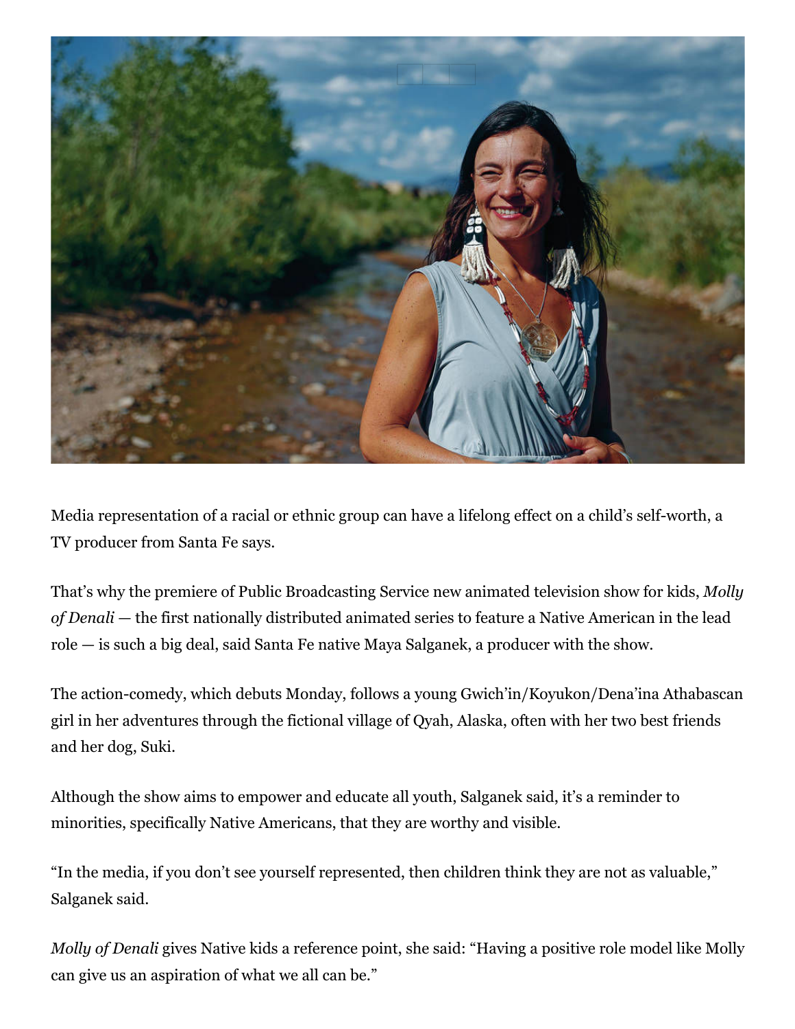Media representation of a racial or ethnic group can have a lifelong effect on a child's self-worth, a TV producer from Santa Fe says.

That's why the premiere of Public Broadcasting Service new animated television show for kids, *Molly of Denali* — the first nationally distributed animated series to feature a Native American in the lead role — is such a big deal, said Santa Fe native Maya Salganek, a producer with the show.

The action-comedy, which debuts Monday, follows a young Gwich'in/Koyukon/Dena'ina Athabascan girl in her adventures through the fictional village of Qyah, Alaska, often with her two best friends and her dog, Suki.

Although the show aims to empower and educate all youth, Salganek said, it's a reminder to minorities, specifically Native Americans, that they are worthy and visible.

"In the media, if you don't see yourself represented, then children think they are not as valuable," Salganek said.

*Molly of Denali* gives Native kids a reference point, she said: "Having a positive role model like Molly can give us an aspiration of what we all can be."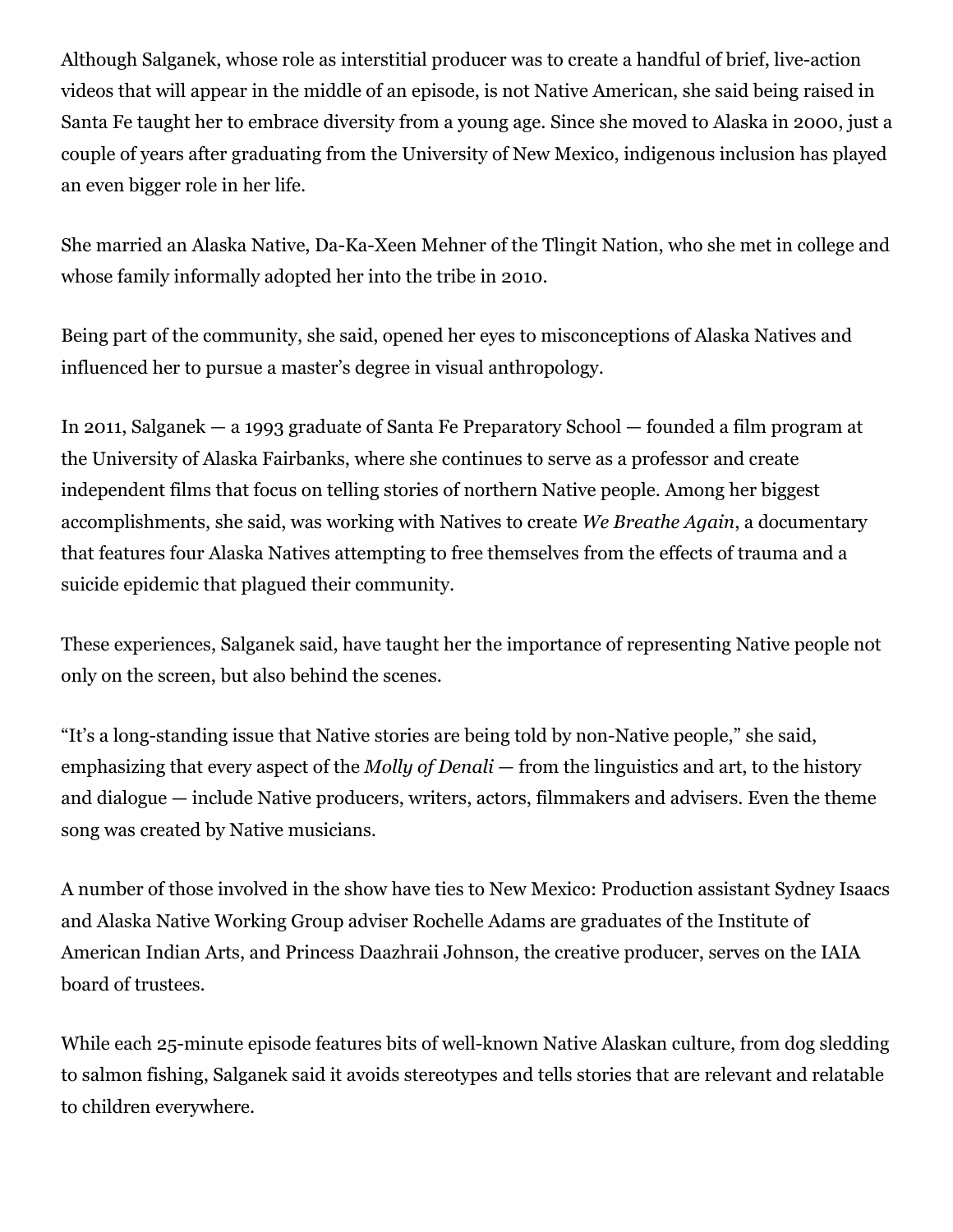Although Salganek, whose role as interstitial producer was to create a handful of brief, live-action videos that will appear in the middle of an episode, is not Native American, she said being raised in Santa Fe taught her to embrace diversity from a young age. Since she moved to Alaska in 2000, just a couple of years after graduating from the University of New Mexico, indigenous inclusion has played an even bigger role in her life.

She married an Alaska Native, Da-Ka-Xeen Mehner of the Tlingit Nation, who she met in college and whose family informally adopted her into the tribe in 2010.

Being part of the community, she said, opened her eyes to misconceptions of Alaska Natives and influenced her to pursue a master's degree in visual anthropology.

In 2011, Salganek — a 1993 graduate of Santa Fe Preparatory School — founded a film program at the University of Alaska Fairbanks, where she continues to serve as a professor and create independent films that focus on telling stories of northern Native people. Among her biggest accomplishments, she said, was working with Natives to create *We Breathe Again*, a documentary that features four Alaska Natives attempting to free themselves from the effects of trauma and a suicide epidemic that plagued their community.

These experiences, Salganek said, have taught her the importance of representing Native people not only on the screen, but also behind the scenes.

"It's a long-standing issue that Native stories are being told by non-Native people," she said, emphasizing that every aspect of the *Molly of Denali* — from the linguistics and art, to the history and dialogue — include Native producers, writers, actors, filmmakers and advisers. Even the theme song was created by Native musicians.

A number of those involved in the show have ties to New Mexico: Production assistant Sydney Isaacs and Alaska Native Working Group adviser Rochelle Adams are graduates of the Institute of American Indian Arts, and Princess Daazhraii Johnson, the creative producer, serves on the IAIA board of trustees.

While each 25-minute episode features bits of well-known Native Alaskan culture, from dog sledding to salmon fishing, Salganek said it avoids stereotypes and tells stories that are relevant and relatable to children everywhere.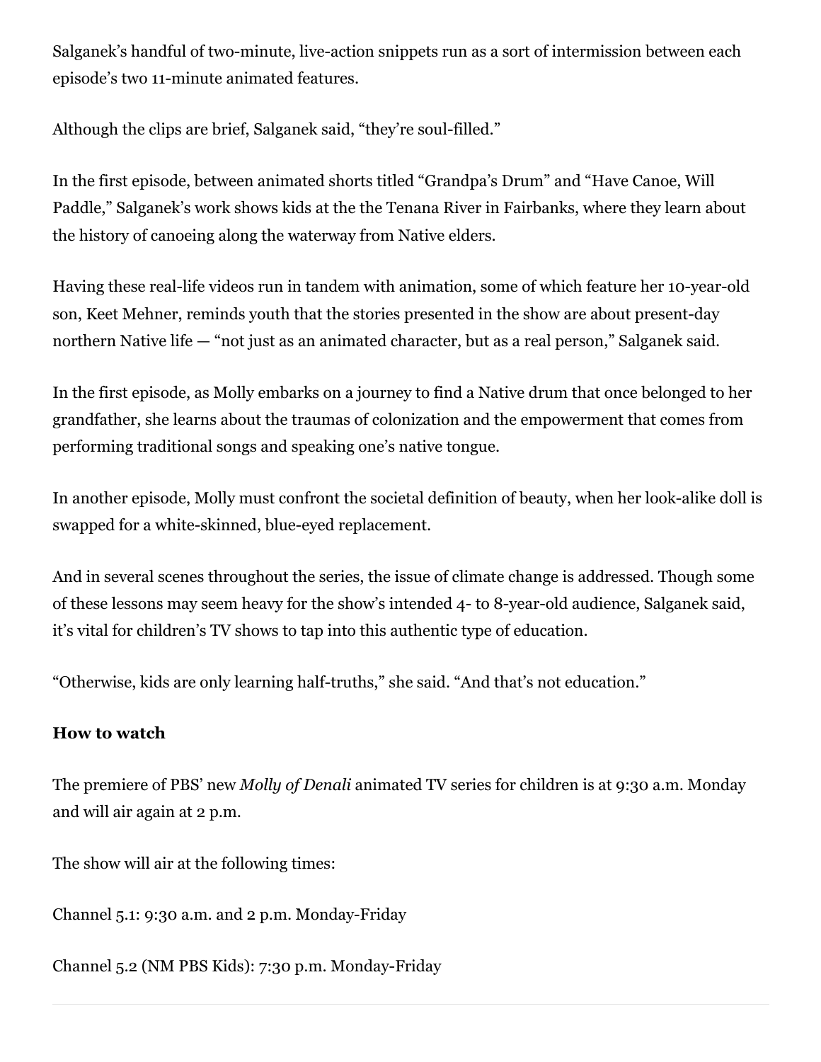Salganek's handful of two-minute, live-action snippets run as a sort of intermission between each episode's two 11-minute animated features.

Although the clips are brief, Salganek said, "they're soul-filled."

In the first episode, between animated shorts titled "Grandpa's Drum" and "Have Canoe, Will Paddle," Salganek's work shows kids at the the Tenana River in Fairbanks, where they learn about the history of canoeing along the waterway from Native elders.

Having these real-life videos run in tandem with animation, some of which feature her 10-year-old son, Keet Mehner, reminds youth that the stories presented in the show are about present-day northern Native life — "not just as an animated character, but as a real person," Salganek said.

In the first episode, as Molly embarks on a journey to find a Native drum that once belonged to her grandfather, she learns about the traumas of colonization and the empowerment that comes from performing traditional songs and speaking one's native tongue.

In another episode, Molly must confront the societal definition of beauty, when her look-alike doll is swapped for a white-skinned, blue-eyed replacement.

And in several scenes throughout the series, the issue of climate change is addressed. Though some of these lessons may seem heavy for the show's intended 4- to 8-year-old audience, Salganek said, it's vital for children's TV shows to tap into this authentic type of education.

"Otherwise, kids are only learning half-truths," she said. "And that's not education."

**How to watch**

The premiere of PBS' new *Molly of Denali* animated TV series for children is at 9:30 a.m. Monday and will air again at 2 p.m.

The show will air at the following times:

Channel 5.1: 9:30 a.m. and 2 p.m. Monday-Friday

Channel 5.2 (NM PBS Kids): 7:30 p.m. Monday-Friday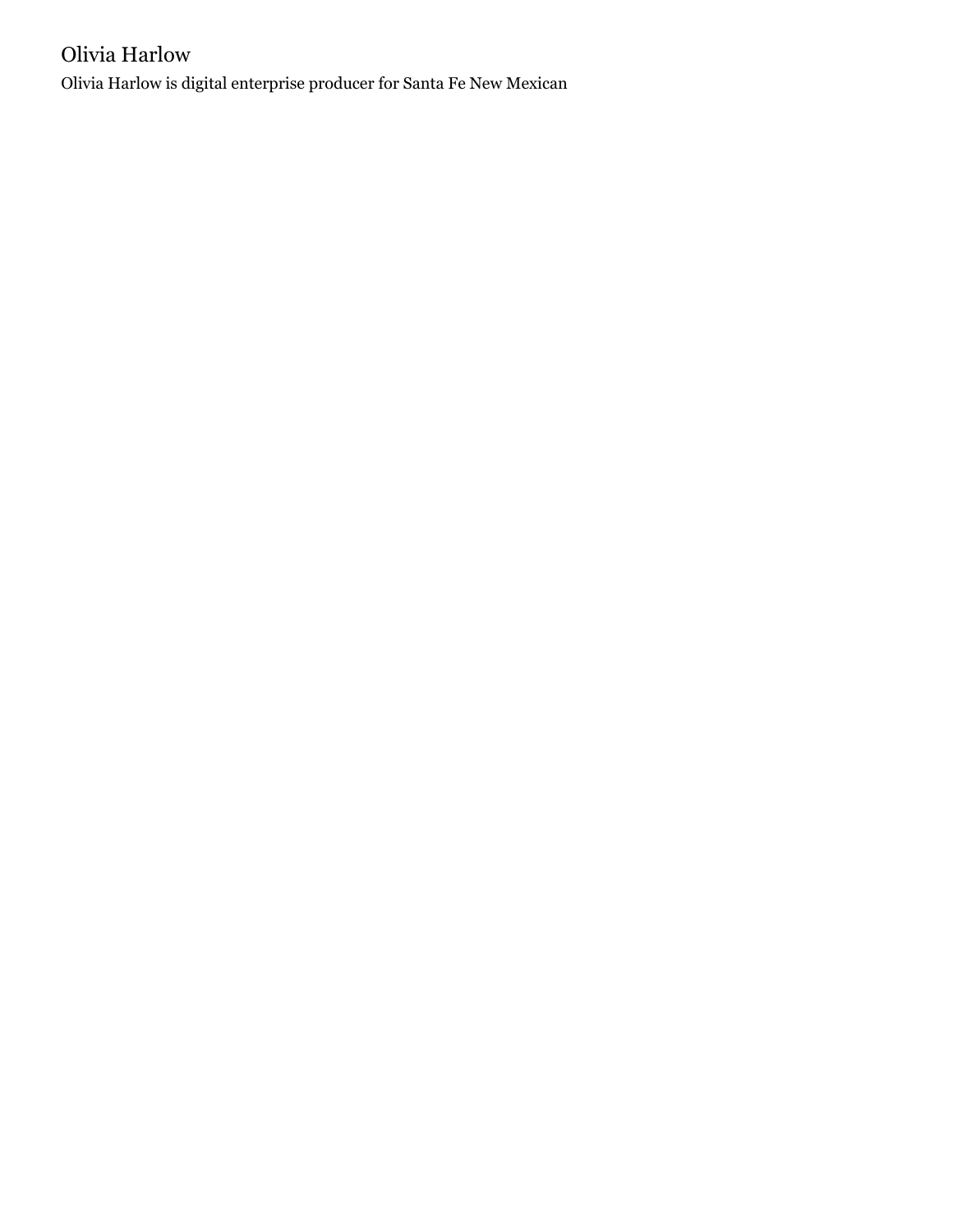Olivia Harlow

Olivia Harlow is digital enterprise producer for Santa Fe New Mexican